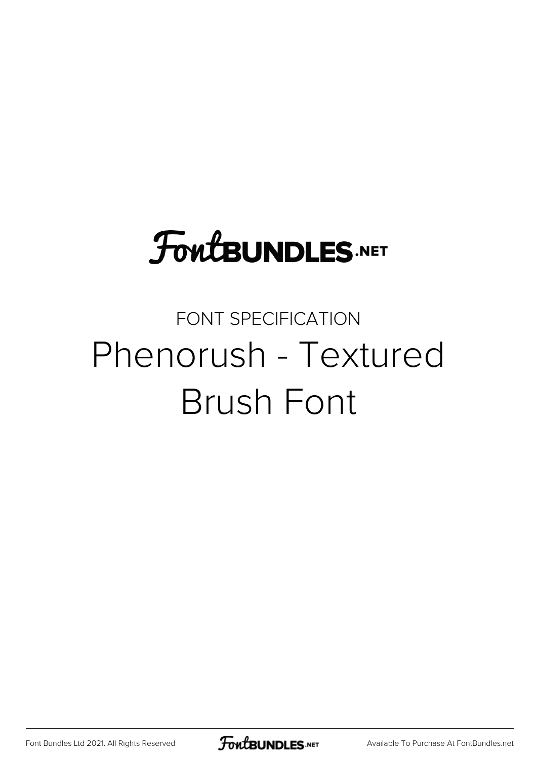FontBUNDLES.NET

FONT SPECIFICATION

# Phenorush - Textured Brush Font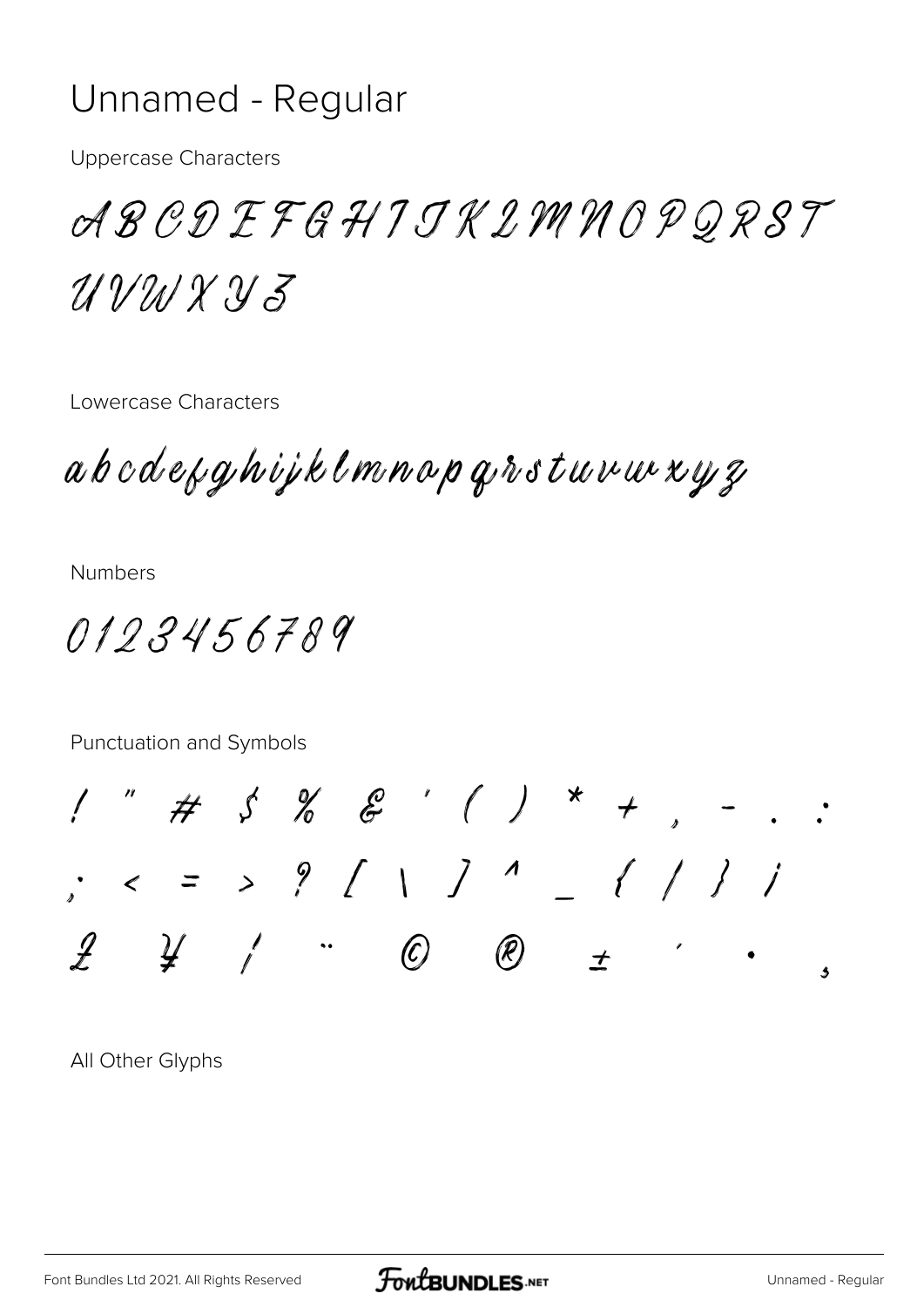# Unnamed - Regular

Uppercase Characters

A B C D E F G H I J K L M N O P Q R S T U V W X Y Z

Lowercase Characters

a b c d e f g h i j k l m n o p q r s t u v w x y z

Numbers

0 1 2 3 4 5 6 7 8 9

Punctuation and Symbols

! " # $ % & ' ( ) * + , - . :

; < = > ? [ \ ] ^ _ { | } ¡

£ ¥ ¦ ¨ © ® ± ´ · ¸

All Other Glyphs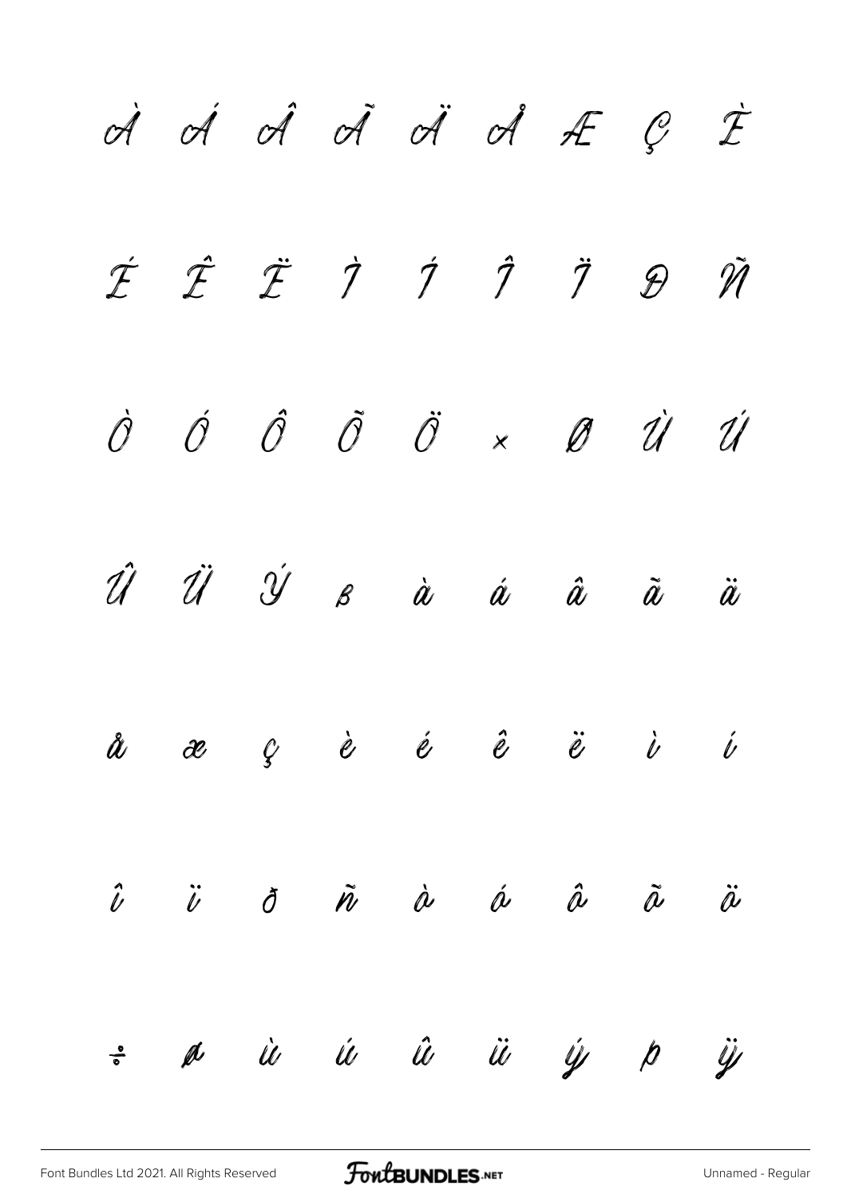À Á Â Ã Ä Å Æ Ç È

É Ê Ë Ì Í Î Ï Ð Ñ

Ò Ó Ô Õ Ö × Ø Ù Ú

Û Ü Ý ß à á â ã ä

å æ ç è é ê ë ì í

î ï ð ñ ò ó ô õ ö

÷ ø ù ú û ü ý þ ÿ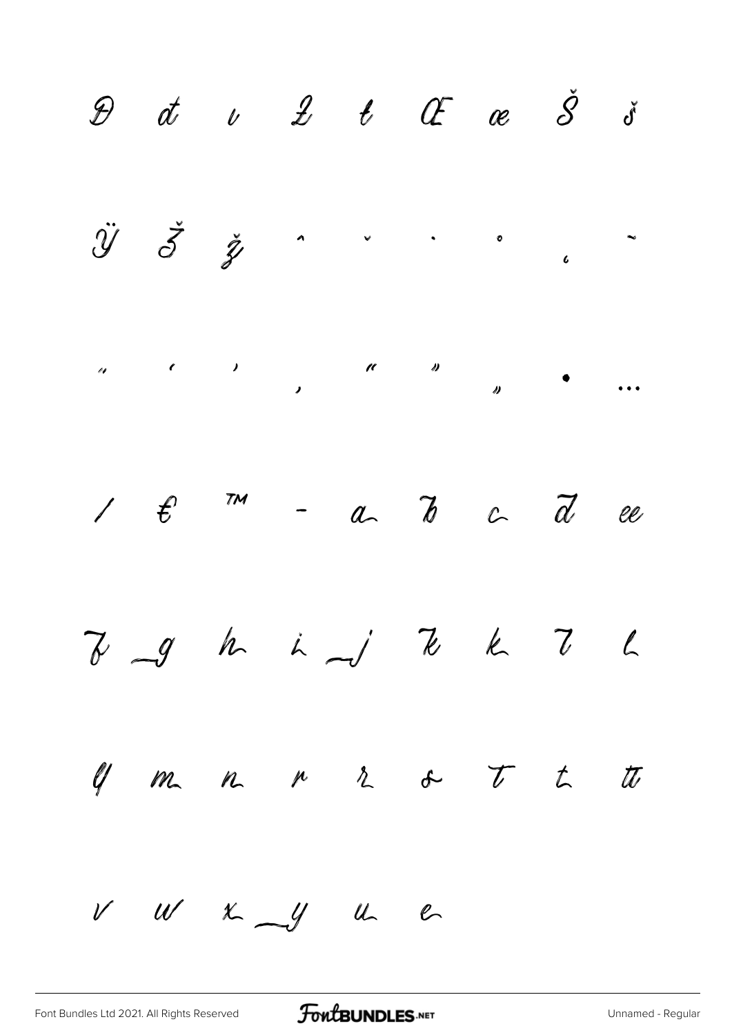Đ đ ı Ł ł Œ œ Š š

Ÿ Ž ž ˆ ˇ ˙ ˚ ˛ ˜

˝ ‘ ’ ‚ “ ” „ • …

⁄ € ™ − a b c d e

f g h i j k k l l

l m n r r s t t t

v w x y u e